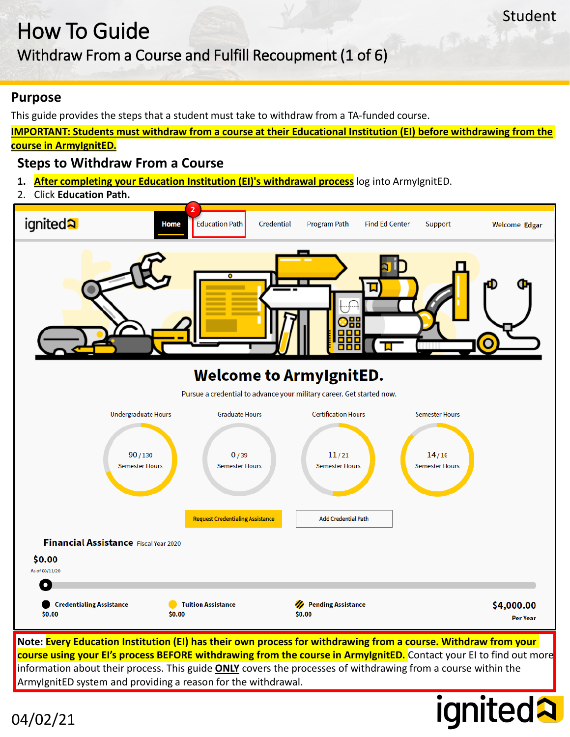# How To Guide

## Withdraw From a Course and Fulfill Recoupment (1 of 6)

Student

## Purpose

This guide provides the steps that a student must take to withdraw from a TA-funded course.

**IMPORTANT: Students must withdraw from a course at their Educational Institution (EI) before withdrawing from the course in ArmyIgnitED.**

## Steps to Withdraw From a Course

1. **After completing your Education Institution (EI)'s withdrawal process** log into ArmyIgnitED.
2. Click **Education Path.**

ignited | Home | Education Path | Credential | Program Path | Find Ed Center | Support | Welcome Edgar

**Welcome to ArmyIgnitED.**

Pursue a credential to advance your military career. Get started now.

| Undergraduate Hours | Graduate Hours | Certification Hours | Semester Hours |
|---|---|---|---|
| 90 / 130 Semester Hours | 0 / 39 Semester Hours | 11 / 21 Semester Hours | 14 / 16 Semester Hours |

Request Credentialing Assistance | Add Credential Path

**Financial Assistance** Fiscal Year 2020

$0.00
As of 08/11/20

| Credentialing Assistance | Tuition Assistance | Pending Assistance | $4,000.00 Per Year |
|---|---|---|---|
| $0.00 | $0.00 | $0.00 | |

Note: **Every Education Institution (EI) has their own process for withdrawing from a course. Withdraw from your course using your EI's process BEFORE withdrawing from the course in ArmyIgnitED.** Contact your EI to find out more information about their process. This guide **ONLY** covers the processes of withdrawing from a course within the ArmyIgnitED system and providing a reason for the withdrawal.

04/02/21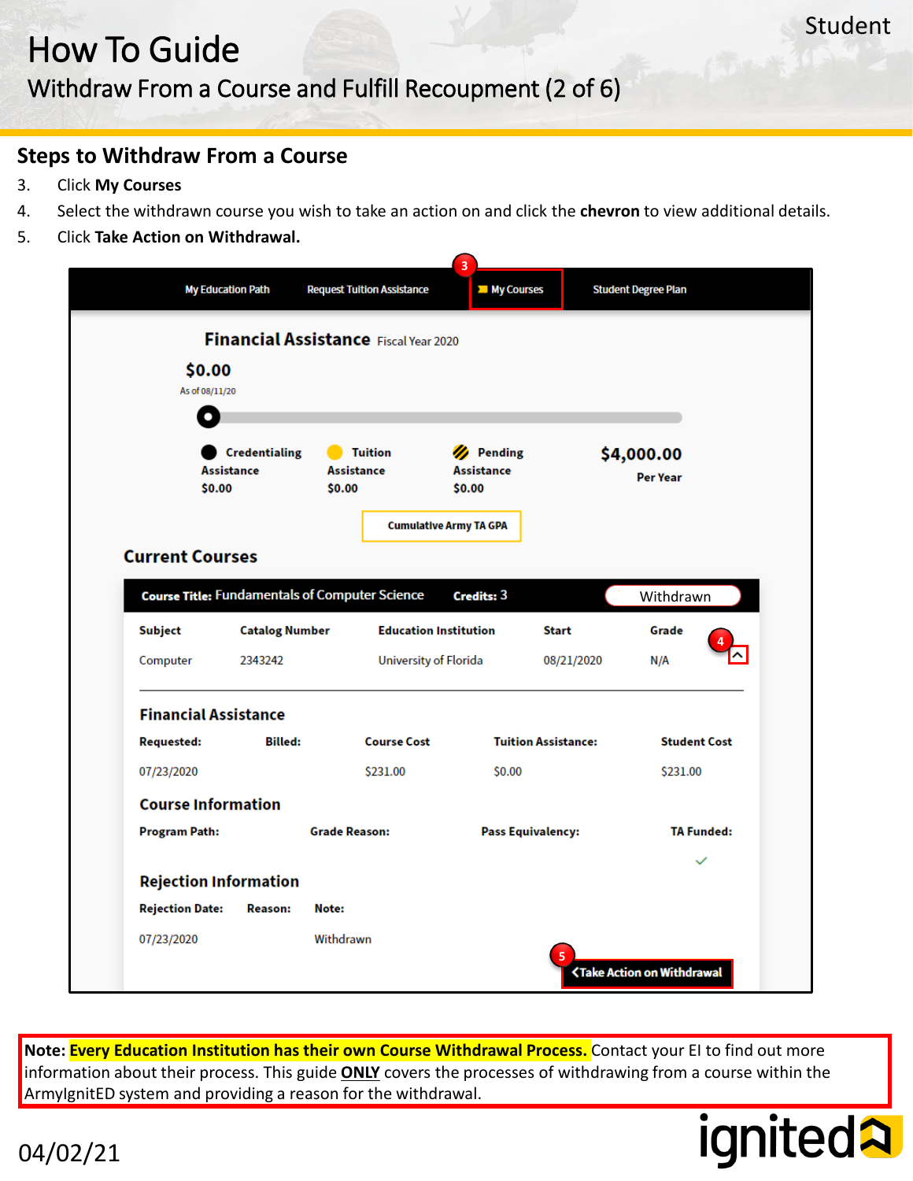# How To Guide

## Withdraw From a Course and Fulfill Recoupment (2 of 6)

Student

### Steps to Withdraw From a Course

3. Click **My Courses**
4. Select the withdrawn course you wish to take an action on and click the **chevron** to view additional details.
5. Click **Take Action on Withdrawal.**

My Education Path | Request Tuition Assistance | My Courses | Student Degree Plan

**Financial Assistance** Fiscal Year 2020

**$0.00**
As of 08/11/20

| Credentialing Assistance | Tuition Assistance | Pending Assistance | |
|---|---|---|---|
| $0.00 | $0.00 | $0.00 | **$4,000.00** Per Year |

Cumulative Army TA GPA

**Current Courses**

**Course Title:** Fundamentals of Computer Science **Credits:** 3 — Withdrawn

| Subject | Catalog Number | Education Institution | Start | Grade |
|---|---|---|---|---|
| Computer | 2343242 | University of Florida | 08/21/2020 | N/A |

**Financial Assistance**

| Requested: | Billed: | Course Cost | Tuition Assistance: | Student Cost |
|---|---|---|---|---|
| 07/23/2020 | | $231.00 | $0.00 | $231.00 |

**Course Information**

| Program Path: | Grade Reason: | Pass Equivalency: | TA Funded: |
|---|---|---|---|
| | | | ✓ |

**Rejection Information**

| Rejection Date: | Reason: | Note: |
|---|---|---|
| 07/23/2020 | | Withdrawn |

Take Action on Withdrawal

**Note: Every Education Institution has their own Course Withdrawal Process.** Contact your EI to find out more information about their process. This guide **ONLY** covers the processes of withdrawing from a course within the ArmyIgnitED system and providing a reason for the withdrawal.

04/02/21

ignited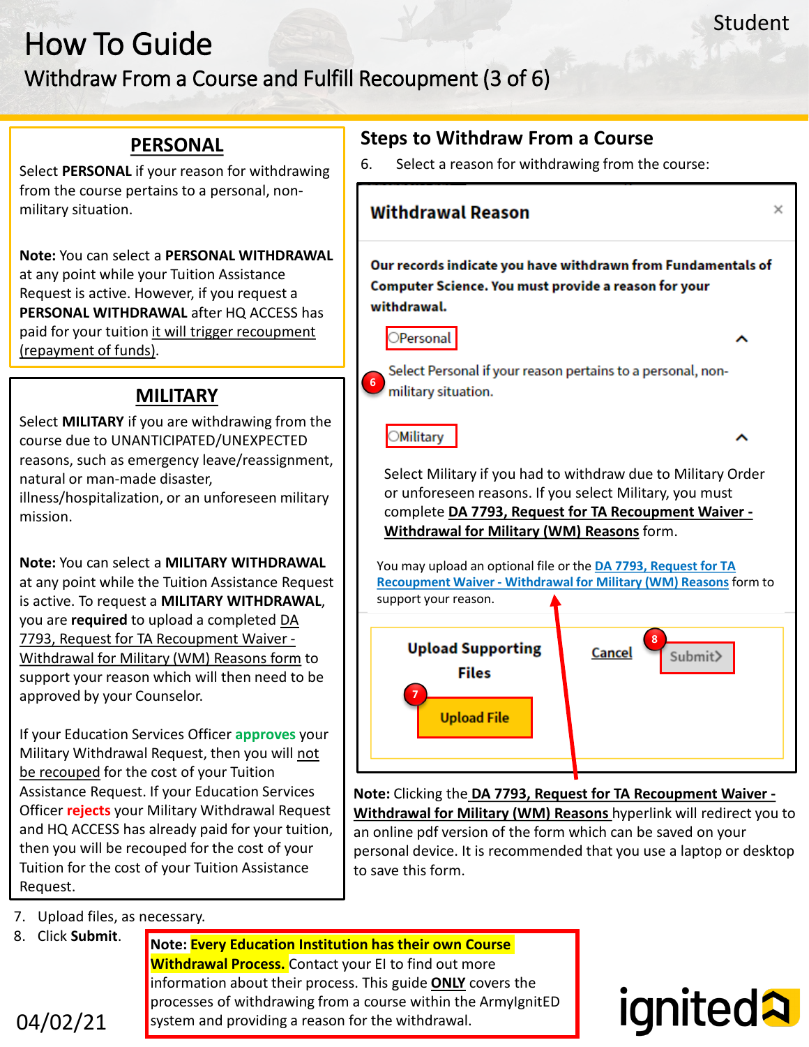# How To Guide

## Withdraw From a Course and Fulfill Recoupment (3 of 6)

Student

### PERSONAL

Select **PERSONAL** if your reason for withdrawing from the course pertains to a personal, non-military situation.

**Note:** You can select a **PERSONAL WITHDRAWAL** at any point while your Tuition Assistance Request is active. However, if you request a **PERSONAL WITHDRAWAL** after HQ ACCESS has paid for your tuition it will trigger recoupment (repayment of funds).

### MILITARY

Select **MILITARY** if you are withdrawing from the course due to UNANTICIPATED/UNEXPECTED reasons, such as emergency leave/reassignment, natural or man-made disaster, illness/hospitalization, or an unforeseen military mission.

**Note:** You can select a **MILITARY WITHDRAWAL** at any point while the Tuition Assistance Request is active. To request a **MILITARY WITHDRAWAL**, you are **required** to upload a completed DA 7793, Request for TA Recoupment Waiver - Withdrawal for Military (WM) Reasons form to support your reason which will then need to be approved by your Counselor.

If your Education Services Officer **approves** your Military Withdrawal Request, then you will not be recouped for the cost of your Tuition Assistance Request. If your Education Services Officer **rejects** your Military Withdrawal Request and HQ ACCESS has already paid for your tuition, then you will be recouped for the cost of your Tuition for the cost of your Tuition Assistance Request.

## Steps to Withdraw From a Course

6. Select a reason for withdrawing from the course:

**Withdrawal Reason**

**Our records indicate you have withdrawn from Fundamentals of Computer Science. You must provide a reason for your withdrawal.**

○Personal

Select Personal if your reason pertains to a personal, non-military situation.

○Military

Select Military if you had to withdraw due to Military Order or unforeseen reasons. If you select Military, you must complete **DA 7793, Request for TA Recoupment Waiver - Withdrawal for Military (WM) Reasons** form.

You may upload an optional file or the DA 7793, Request for TA Recoupment Waiver - Withdrawal for Military (WM) Reasons form to support your reason.

**Upload Supporting Files** | **Upload File** | Cancel | Submit>

**Note:** Clicking the **DA 7793, Request for TA Recoupment Waiver - Withdrawal for Military (WM) Reasons** hyperlink will redirect you to an online pdf version of the form which can be saved on your personal device. It is recommended that you use a laptop or desktop to save this form.

7. Upload files, as necessary.
8. Click **Submit**.

**Note: Every Education Institution has their own Course Withdrawal Process.** Contact your EI to find out more information about their process. This guide **ONLY** covers the processes of withdrawing from a course within the ArmyIgnitED system and providing a reason for the withdrawal.

04/02/21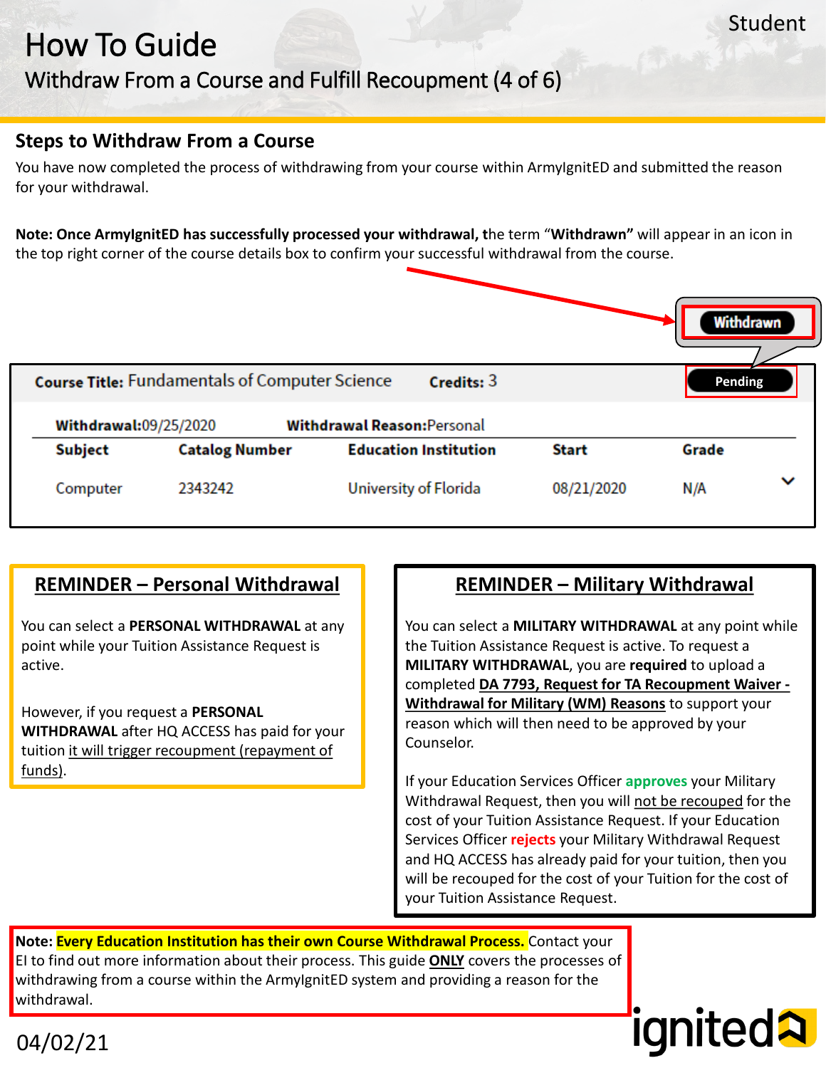# How To Guide

## Withdraw From a Course and Fulfill Recoupment (4 of 6)

Student

### Steps to Withdraw From a Course

You have now completed the process of withdrawing from your course within ArmyIgnitED and submitted the reason for your withdrawal.

**Note: Once ArmyIgnitED has successfully processed your withdrawal, t**he term "**Withdrawn"** will appear in an icon in the top right corner of the course details box to confirm your successful withdrawal from the course.

Withdrawn

**Course Title:** Fundamentals of Computer Science **Credits:** 3 — Pending

**Withdrawal:**09/25/2020 **Withdrawal Reason:**Personal

| Subject | Catalog Number | Education Institution | Start | Grade |
|---|---|---|---|---|
| Computer | 2343242 | University of Florida | 08/21/2020 | N/A |

### REMINDER – Personal Withdrawal

You can select a **PERSONAL WITHDRAWAL** at any point while your Tuition Assistance Request is active.

However, if you request a **PERSONAL WITHDRAWAL** after HQ ACCESS has paid for your tuition it will trigger recoupment (repayment of funds).

### REMINDER – Military Withdrawal

You can select a **MILITARY WITHDRAWAL** at any point while the Tuition Assistance Request is active. To request a **MILITARY WITHDRAWAL**, you are **required** to upload a completed **DA 7793, Request for TA Recoupment Waiver - Withdrawal for Military (WM) Reasons** to support your reason which will then need to be approved by your Counselor.

If your Education Services Officer **approves** your Military Withdrawal Request, then you will not be recouped for the cost of your Tuition Assistance Request. If your Education Services Officer **rejects** your Military Withdrawal Request and HQ ACCESS has already paid for your tuition, then you will be recouped for the cost of your Tuition for the cost of your Tuition Assistance Request.

**Note: Every Education Institution has their own Course Withdrawal Process.** Contact your EI to find out more information about their process. This guide **ONLY** covers the processes of withdrawing from a course within the ArmyIgnitED system and providing a reason for the withdrawal.

04/02/21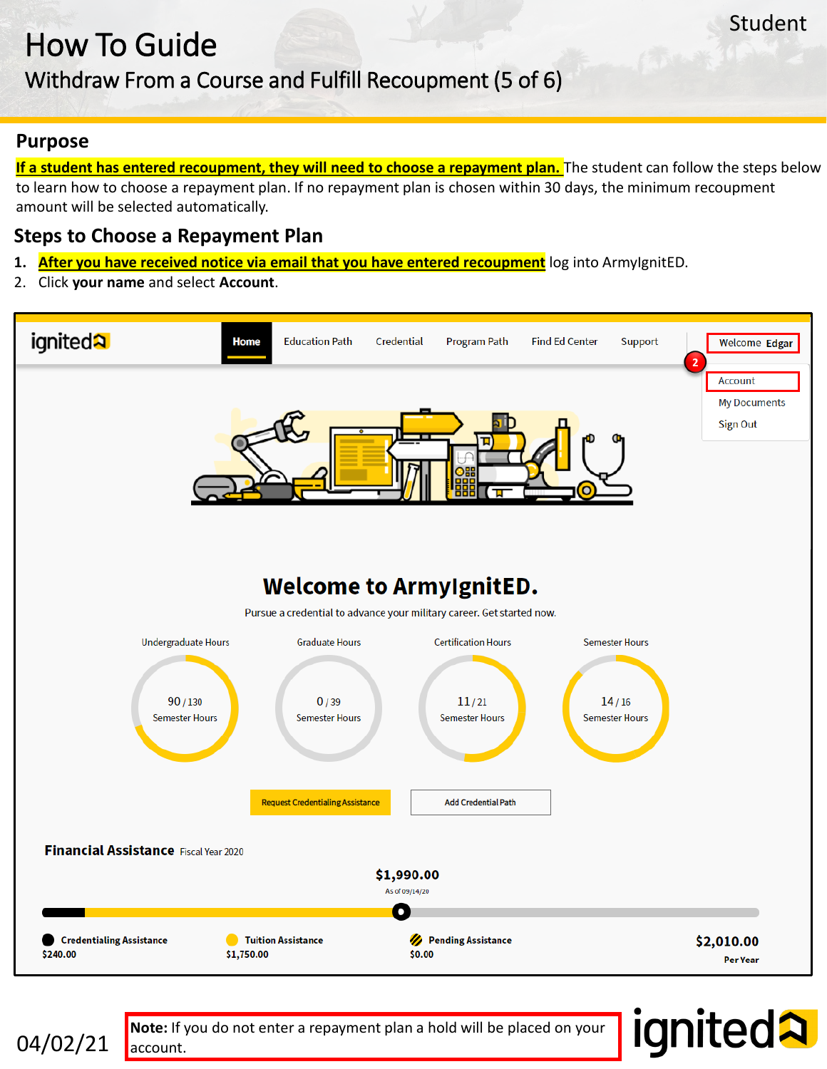Student

# How To Guide

## Withdraw From a Course and Fulfill Recoupment (5 of 6)

## Purpose

**If a student has entered recoupment, they will need to choose a repayment plan.** The student can follow the steps below to learn how to choose a repayment plan. If no repayment plan is chosen within 30 days, the minimum recoupment amount will be selected automatically.

## Steps to Choose a Repayment Plan

1. **After you have received notice via email that you have entered recoupment** log into ArmyIgnitED.
2. Click **your name** and select **Account**.

ignited | Home | Education Path | Credential | Program Path | Find Ed Center | Support | Welcome Edgar

2

Account
My Documents
Sign Out

**Welcome to ArmyIgnitED.**

Pursue a credential to advance your military career. Get started now.

| Undergraduate Hours | Graduate Hours | Certification Hours | Semester Hours |
|---|---|---|---|
| 90 / 130 Semester Hours | 0 / 39 Semester Hours | 11 / 21 Semester Hours | 14 / 16 Semester Hours |

Request Credentialing Assistance | Add Credential Path

**Financial Assistance** Fiscal Year 2020

**$1,990.00**
As of 09/14/20

| Credentialing Assistance | Tuition Assistance | Pending Assistance | |
|---|---|---|---|
| $240.00 | $1,750.00 | $0.00 | $2,010.00 Per Year |

04/02/21

**Note:** If you do not enter a repayment plan a hold will be placed on your account.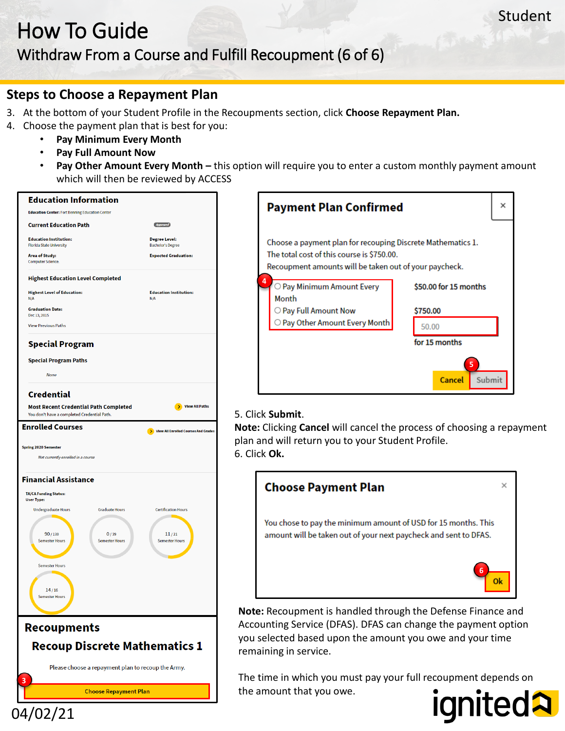# How To Guide

Student

## Withdraw From a Course and Fulfill Recoupment (6 of 6)

## Steps to Choose a Repayment Plan

3. At the bottom of your Student Profile in the Recoupments section, click **Choose Repayment Plan.**
4. Choose the payment plan that is best for you:
   - **Pay Minimum Every Month**
   - **Pay Full Amount Now**
   - **Pay Other Amount Every Month –** this option will require you to enter a custom monthly payment amount which will then be reviewed by ACCESS

**Education Information**

Education Center: Fort Benning Education Center

Current Education Path — Approved

Education Institution: Florida State University

Degree Level: Bachelor's Degree

Area of Study: Computer Science

Expected Graduation:

Highest Education Level Completed

Highest Level of Education: N/A

Education Institution: N/A

Graduation Date: Dec 13, 2015

View Previous Paths

**Special Program**

Special Program Paths

None

**Credential**

Most Recent Credential Path Completed

You don't have a completed Credential Path.

View All Paths

**Enrolled Courses**

View All Enrolled Courses And Grades

Spring 2020 Semester

Not currently enrolled in a course

**Financial Assistance**

TA/CA Funding Status:

User Type:

Undergraduate Hours 90 / 130 Semester Hours

Graduate Hours 0 / 39 Semester Hours

Certification Hours 11 / 21 Semester Hours

Semester Hours 14 / 16 Semester Hours

**Recoupments**

**Recoup Discrete Mathematics 1**

Please choose a repayment plan to recoup the Army.

3 Choose Repayment Plan

**Payment Plan Confirmed**

Choose a payment plan for recouping Discrete Mathematics 1.
The total cost of this course is $750.00.
Recoupment amounts will be taken out of your paycheck.

4
- Pay Minimum Amount Every Month — $50.00 for 15 months
- Pay Full Amount Now — $750.00
- Pay Other Amount Every Month — 50.00 for 15 months

Cancel | 5 Submit

5. Click **Submit**.

**Note:** Clicking **Cancel** will cancel the process of choosing a repayment plan and will return you to your Student Profile.

6. Click **Ok.**

**Choose Payment Plan**

You chose to pay the minimum amount of USD for 15 months. This amount will be taken out of your next paycheck and sent to DFAS.

6 Ok

**Note:** Recoupment is handled through the Defense Finance and Accounting Service (DFAS). DFAS can change the payment option you selected based upon the amount you owe and your time remaining in service.

The time in which you must pay your full recoupment depends on the amount that you owe.

04/02/21

ignited